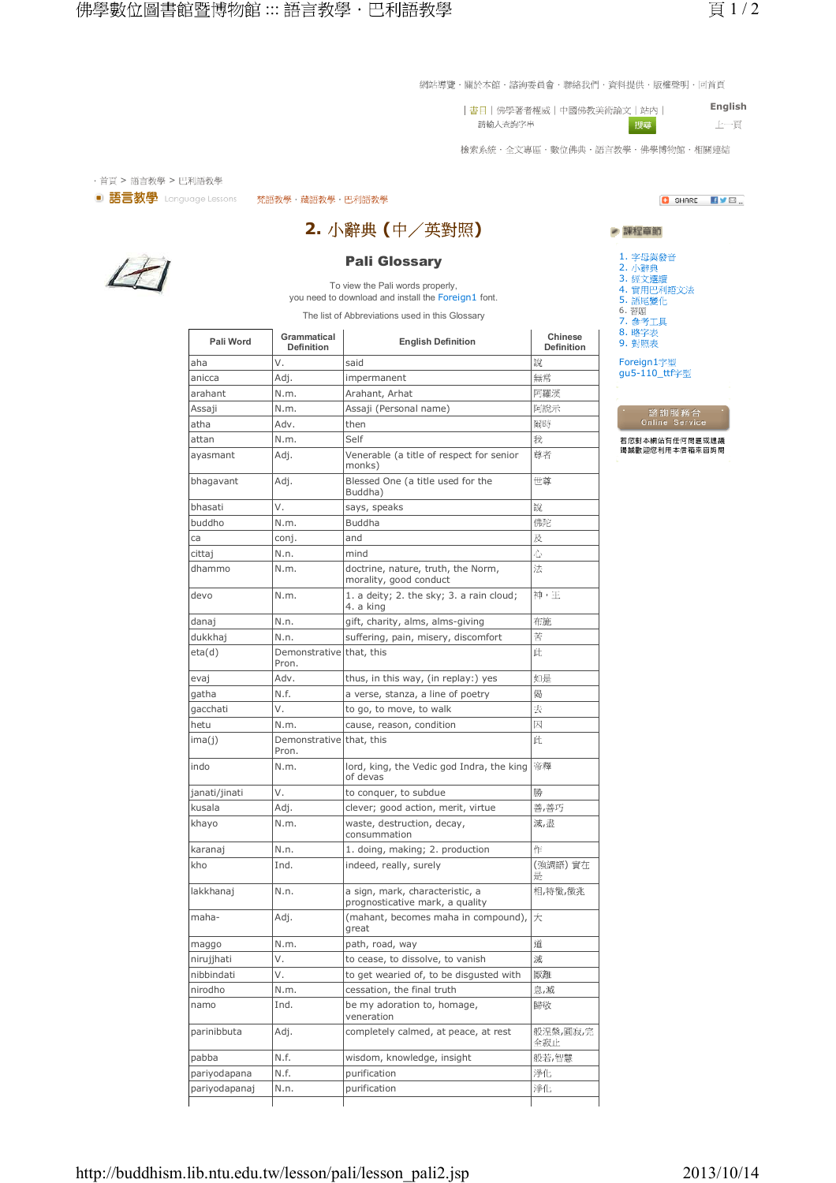網站導覽 · 關於本館 · 諮詢委員會 · 聯絡我們 · 資料提供 · 版權聲明 · 回首頁

| 書目 | 佛學著者權威 | 中國佛教美術論文 | 站內 | English

請輸入查詢字串 搜尋 上一頁

檢索系統 · 全文專區 · 數位佛典 · 語言教學 · 佛學博物館 · 相關連結

· 首頁 > 語言教學 > 巴利語教學

語言教學 Language Lessons 梵語教學 · 藏語教學 · 巴利語教學

# 2. 小辭典（中／英對照）

## Pali Glossary

To view the Pali words properly,
you need to download and install the Foreign1 font.

The list of Abbreviations used in this Glossary

| Pali Word | Grammatical Definition | English Definition | Chinese Definition |
|---|---|---|---|
| aha | V. | said | 說 |
| anicca | Adj. | impermanent | 無常 |
| arahant | N.m. | Arahant, Arhat | 阿羅漢 |
| Assaji | N.m. | Assaji (Personal name) | 阿說示 |
| atha | Adv. | then | 爾時 |
| attan | N.m. | Self | 我 |
| ayasmant | Adj. | Venerable (a title of respect for senior monks) | 尊者 |
| bhagavant | Adj. | Blessed One (a title used for the Buddha) | 世尊 |
| bhasati | V. | says, speaks | 說 |
| buddho | N.m. | Buddha | 佛陀 |
| ca | conj. | and | 及 |
| cittaj | N.n. | mind | 心 |
| dhammo | N.m. | doctrine, nature, truth, the Norm, morality, good conduct | 法 |
| devo | N.m. | 1. a deity; 2. the sky; 3. a rain cloud; 4. a king | 神，王 |
| danaj | N.n. | gift, charity, alms, alms-giving | 布施 |
| dukkhaj | N.n. | suffering, pain, misery, discomfort | 苦 |
| eta(d) | Demonstrative Pron. | that, this | 此 |
| evaj | Adv. | thus, in this way, (in replay:) yes | 如是 |
| gatha | N.f. | a verse, stanza, a line of poetry | 偈 |
| gacchati | V. | to go, to move, to walk | 去 |
| hetu | N.m. | cause, reason, condition | 因 |
| ima(j) | Demonstrative Pron. | that, this | 此 |
| indo | N.m. | lord, king, the Vedic god Indra, the king of devas | 帝釋 |
| janati/jinati | V. | to conquer, to subdue | 勝 |
| kusala | Adj. | clever; good action, merit, virtue | 善,善巧 |
| khayo | N.m. | waste, destruction, decay, consummation | 滅,盡 |
| karanaj | N.n. | 1. doing, making; 2. production | 作 |
| kho | Ind. | indeed, really, surely | (強調語) 實在是 |
| lakkhanaj | N.n. | a sign, mark, characteristic, a prognosticative mark, a quality | 相,特徵,徵兆 |
| maha- | Adj. | (mahant, becomes maha in compound), great | 大 |
| maggo | N.m. | path, road, way | 道 |
| nirujjhati | V. | to cease, to dissolve, to vanish | 滅 |
| nibbindati | V. | to get wearied of, to be disgusted with | 厭離 |
| nirodho | N.m. | cessation, the final truth | 息,滅 |
| namo | Ind. | be my adoration to, homage, veneration | 歸敬 |
| parinibbuta | Adj. | completely calmed, at peace, at rest | 般涅槃,圓寂,完全寂止 |
| pabba | N.f. | wisdom, knowledge, insight | 般若,智慧 |
| pariyodapana | N.f. | purification | 淨化 |
| pariyodapanaj | N.n. | purification | 淨化 |

課程章節

1. 字母與發音
2. 小辭典
3. 經文選讀
4. 實用巴利語文法
5. 語尾變化
6. 習題
7. 參考工具
8. 略字表
9. 對照表

Foreign1字型
gu5-110_ttf字型

諮詢服務台 Online Service

若您對本網站有任何問題或建議，請誠歡迎您利用本信箱來函詢問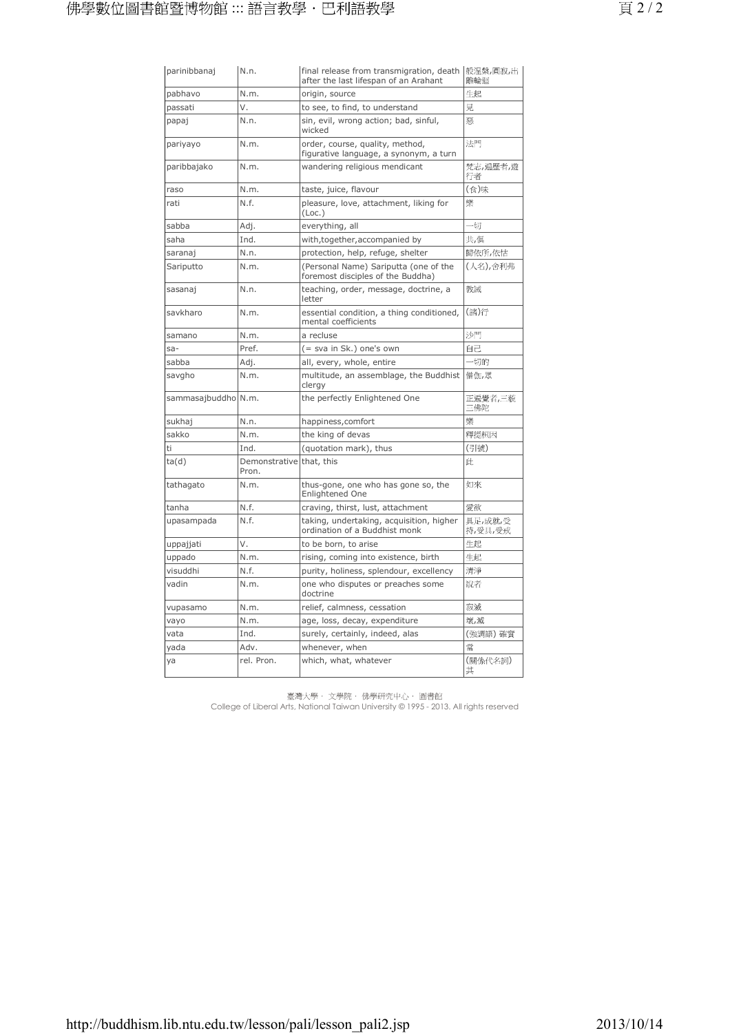| | | | |
|---|---|---|---|
| parinibbanaj | N.n. | final release from transmigration, death after the last lifespan of an Arahant | 般涅槃,圓寂,出離輪迴 |
| pabhavo | N.m. | origin, source | 生起 |
| passati | V. | to see, to find, to understand | 見 |
| papaj | N.n. | sin, evil, wrong action; bad, sinful, wicked | 惡 |
| pariyayo | N.m. | order, course, quality, method, figurative language, a synonym, a turn | 法門 |
| paribbajako | N.m. | wandering religious mendicant | 梵志,遍歷者,遊行者 |
| raso | N.m. | taste, juice, flavour | (食)味 |
| rati | N.f. | pleasure, love, attachment, liking for (Loc.) | 樂 |
| sabba | Adj. | everything, all | 一切 |
| saha | Ind. | with,together,accompanied by | 共,俱 |
| saranaj | N.n. | protection, help, refuge, shelter | 歸依所,依怙 |
| Sariputto | N.m. | (Personal Name) Sariputta (one of the foremost disciples of the Buddha) | (人名),舍利弗 |
| sasanaj | N.n. | teaching, order, message, doctrine, a letter | 教誡 |
| savkharo | N.m. | essential condition, a thing conditioned, mental coefficients | (諸)行 |
| samano | N.m. | a recluse | 沙門 |
| sa- | Pref. | (= sva in Sk.) one's own | 自己 |
| sabba | Adj. | all, every, whole, entire | 一切的 |
| savgho | N.m. | multitude, an assemblage, the Buddhist clergy | 僧伽,眾 |
| sammasajbuddho | N.m. | the perfectly Enlightened One | 正遍覺者,三藐三佛陀 |
| sukhaj | N.n. | happiness,comfort | 樂 |
| sakko | N.m. | the king of devas | 釋提桓因 |
| ti | Ind. | (quotation mark), thus | (引號) |
| ta(d) | Demonstrative Pron. | that, this | 此 |
| tathagato | N.m. | thus-gone, one who has gone so, the Enlightened One | 如來 |
| tanha | N.f. | craving, thirst, lust, attachment | 愛欲 |
| upasampada | N.f. | taking, undertaking, acquisition, higher ordination of a Buddhist monk | 具足,成就,受持,受具,受戒 |
| uppajjati | V. | to be born, to arise | 生起 |
| uppado | N.m. | rising, coming into existence, birth | 生起 |
| visuddhi | N.f. | purity, holiness, splendour, excellency | 清淨 |
| vadin | N.m. | one who disputes or preaches some doctrine | 說者 |
| vupasamo | N.m. | relief, calmness, cessation | 寂滅 |
| vayo | N.m. | age, loss, decay, expenditure | 壞,滅 |
| vata | Ind. | surely, certainly, indeed, alas | (強調語) 確實 |
| yada | Adv. | whenever, when | 當 |
| ya | rel. Pron. | which, what, whatever | (關係代名詞) 其 |

臺灣大學 · 文學院 · 佛學研究中心 · 圖書館
College of Liberal Arts, National Taiwan University © 1995 - 2013. All rights reserved